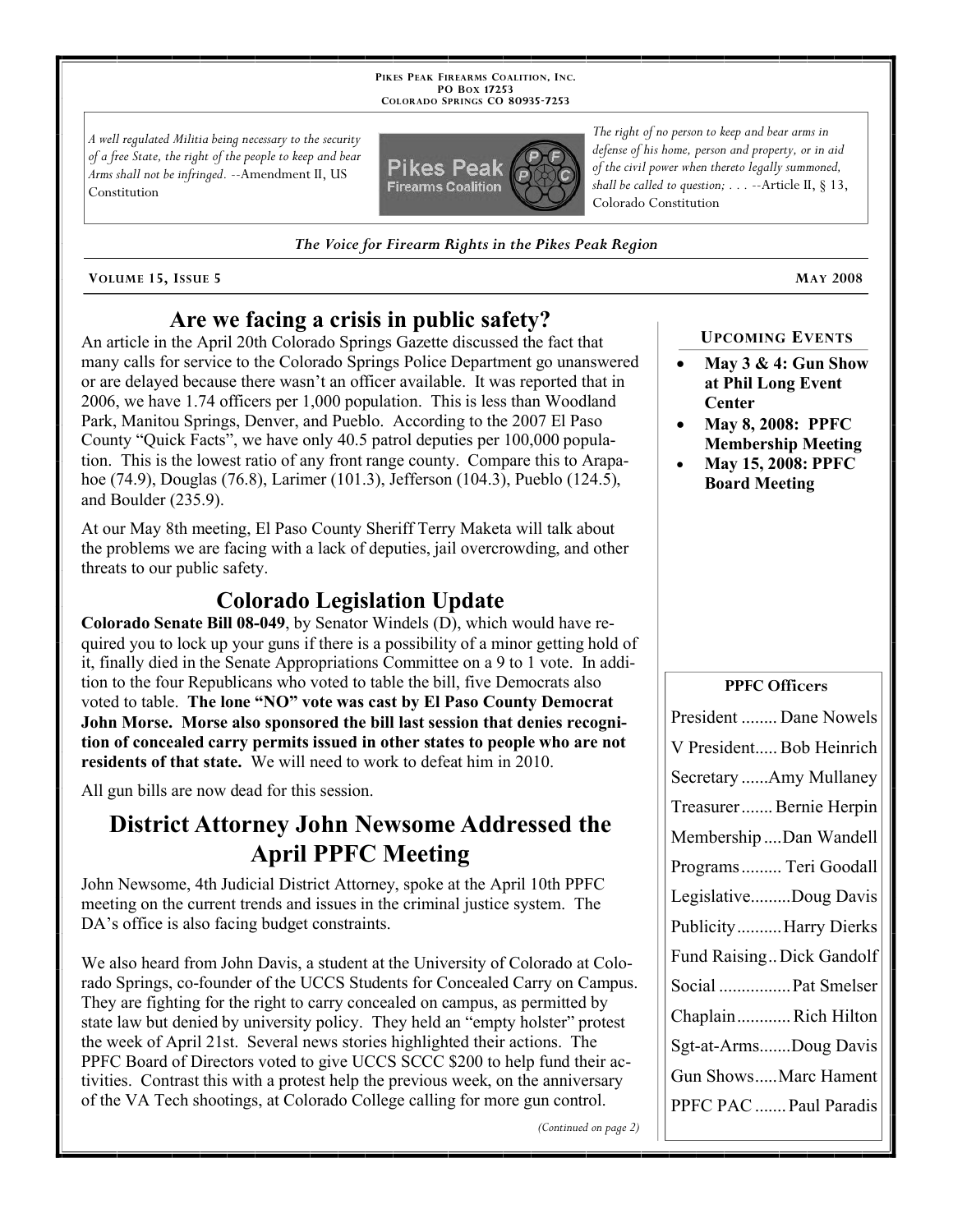PIKES PEAK FIREARMS COALITION, INC.
PO BOX 17253
COLORADO SPRINGS CO 80935-7253

*A well regulated Militia being necessary to the security of a free State, the right of the people to keep and bear Arms shall not be infringed.* --Amendment II, US Constitution

*The right of no person to keep and bear arms in defense of his home, person and property, or in aid of the civil power when thereto legally summoned, shall be called to question; . . .* --Article II, § 13, Colorado Constitution

*The Voice for Firearm Rights in the Pikes Peak Region*

VOLUME 15, ISSUE 5 — MAY 2008

## Are we facing a crisis in public safety?

An article in the April 20th Colorado Springs Gazette discussed the fact that many calls for service to the Colorado Springs Police Department go unanswered or are delayed because there wasn't an officer available. It was reported that in 2006, we have 1.74 officers per 1,000 population. This is less than Woodland Park, Manitou Springs, Denver, and Pueblo. According to the 2007 El Paso County "Quick Facts", we have only 40.5 patrol deputies per 100,000 population. This is the lowest ratio of any front range county. Compare this to Arapahoe (74.9), Douglas (76.8), Larimer (101.3), Jefferson (104.3), Pueblo (124.5), and Boulder (235.9).

At our May 8th meeting, El Paso County Sheriff Terry Maketa will talk about the problems we are facing with a lack of deputies, jail overcrowding, and other threats to our public safety.

## Colorado Legislation Update

**Colorado Senate Bill 08-049**, by Senator Windels (D), which would have required you to lock up your guns if there is a possibility of a minor getting hold of it, finally died in the Senate Appropriations Committee on a 9 to 1 vote. In addition to the four Republicans who voted to table the bill, five Democrats also voted to table. **The lone "NO" vote was cast by El Paso County Democrat John Morse. Morse also sponsored the bill last session that denies recognition of concealed carry permits issued in other states to people who are not residents of that state.** We will need to work to defeat him in 2010.

All gun bills are now dead for this session.

## District Attorney John Newsome Addressed the April PPFC Meeting

John Newsome, 4th Judicial District Attorney, spoke at the April 10th PPFC meeting on the current trends and issues in the criminal justice system. The DA's office is also facing budget constraints.

We also heard from John Davis, a student at the University of Colorado at Colorado Springs, co-founder of the UCCS Students for Concealed Carry on Campus. They are fighting for the right to carry concealed on campus, as permitted by state law but denied by university policy. They held an "empty holster" protest the week of April 21st. Several news stories highlighted their actions. The PPFC Board of Directors voted to give UCCS SCCC $200 to help fund their activities. Contrast this with a protest help the previous week, on the anniversary of the VA Tech shootings, at Colorado College calling for more gun control.

*(Continued on page 2)*

### UPCOMING EVENTS

- **May 3 & 4: Gun Show at Phil Long Event Center**
- **May 8, 2008: PPFC Membership Meeting**
- **May 15, 2008: PPFC Board Meeting**

### PPFC Officers

| Office | Name |
|---|---|
| President | Dane Nowels |
| V President | Bob Heinrich |
| Secretary | Amy Mullaney |
| Treasurer | Bernie Herpin |
| Membership | Dan Wandell |
| Programs | Teri Goodall |
| Legislative | Doug Davis |
| Publicity | Harry Dierks |
| Fund Raising | Dick Gandolf |
| Social | Pat Smelser |
| Chaplain | Rich Hilton |
| Sgt-at-Arms | Doug Davis |
| Gun Shows | Marc Hament |
| PPFC PAC | Paul Paradis |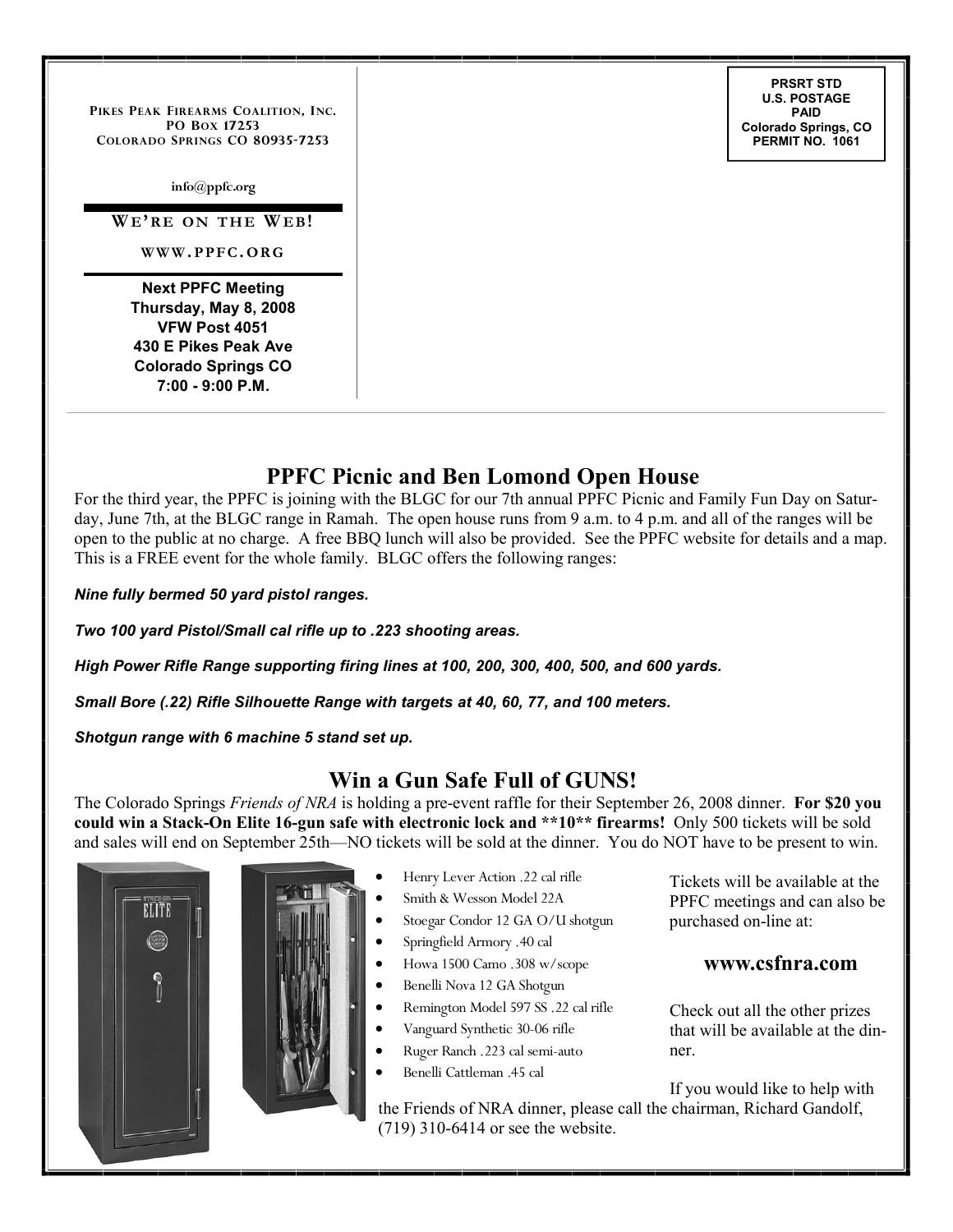**Pikes Peak Firearms Coalition, Inc.**
PO Box 17253
Colorado Springs CO 80935-7253

info@ppfc.org

**We're on the Web!**

**www.ppfc.org**

**Next PPFC Meeting**
**Thursday, May 8, 2008**
**VFW Post 4051**
**430 E Pikes Peak Ave**
**Colorado Springs CO**
**7:00 - 9:00 P.M.**

PRSRT STD
U.S. POSTAGE
PAID
Colorado Springs, CO
PERMIT NO. 1061

## PPFC Picnic and Ben Lomond Open House

For the third year, the PPFC is joining with the BLGC for our 7th annual PPFC Picnic and Family Fun Day on Saturday, June 7th, at the BLGC range in Ramah. The open house runs from 9 a.m. to 4 p.m. and all of the ranges will be open to the public at no charge. A free BBQ lunch will also be provided. See the PPFC website for details and a map. This is a FREE event for the whole family. BLGC offers the following ranges:

***Nine fully bermed 50 yard pistol ranges.***

***Two 100 yard Pistol/Small cal rifle up to .223 shooting areas.***

***High Power Rifle Range supporting firing lines at 100, 200, 300, 400, 500, and 600 yards.***

***Small Bore (.22) Rifle Silhouette Range with targets at 40, 60, 77, and 100 meters.***

***Shotgun range with 6 machine 5 stand set up.***

## Win a Gun Safe Full of GUNS!

The Colorado Springs *Friends of NRA* is holding a pre-event raffle for their September 26, 2008 dinner. **For $20 you could win a Stack-On Elite 16-gun safe with electronic lock and **10** firearms!** Only 500 tickets will be sold and sales will end on September 25th—NO tickets will be sold at the dinner. You do NOT have to be present to win.

- Henry Lever Action .22 cal rifle
- Smith & Wesson Model 22A
- Stoegar Condor 12 GA O/U shotgun
- Springfield Armory .40 cal
- Howa 1500 Camo .308 w/scope
- Benelli Nova 12 GA Shotgun
- Remington Model 597 SS .22 cal rifle
- Vanguard Synthetic 30-06 rifle
- Ruger Ranch .223 cal semi-auto
- Benelli Cattleman .45 cal

Tickets will be available at the PPFC meetings and can also be purchased on-line at:

**www.csfnra.com**

Check out all the other prizes that will be available at the dinner.

If you would like to help with the Friends of NRA dinner, please call the chairman, Richard Gandolf, (719) 310-6414 or see the website.